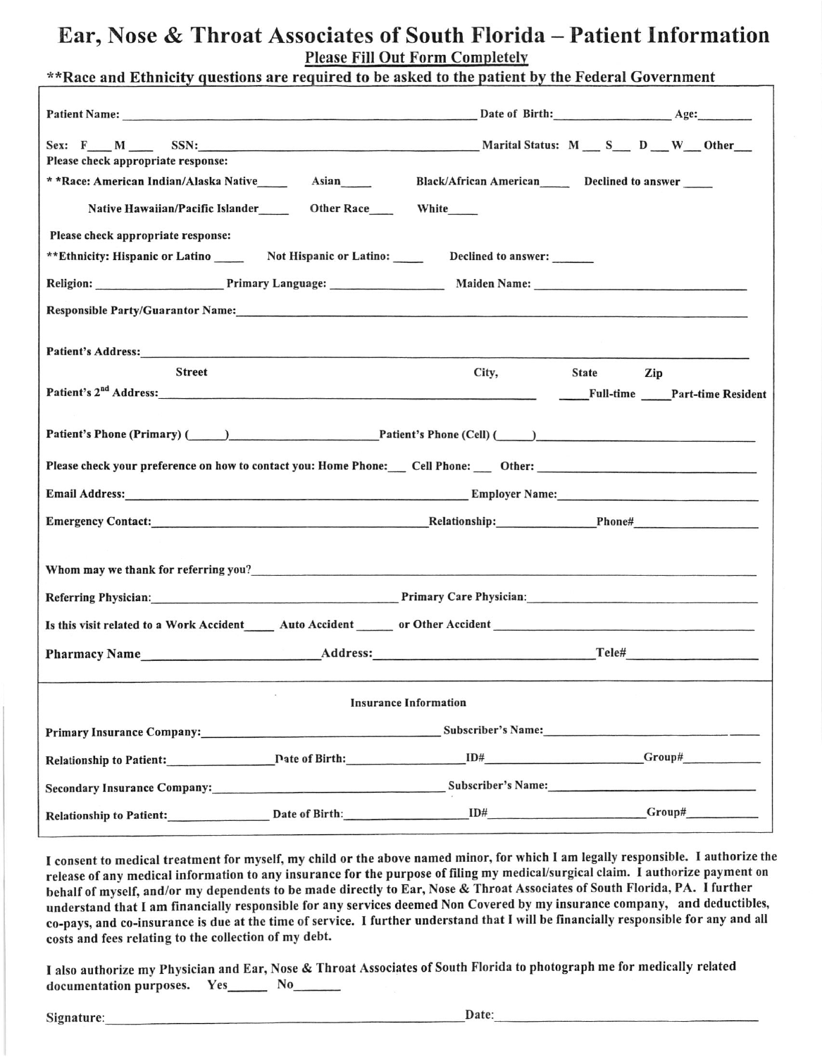# Ear, Nose & Throat Associates of South Florida – Patient Information

**Please Fill Out Form Completely**

**\*\*Race and Ethnicity questions are required to be asked to the patient by the Federal Government**

**Patient Name:** \_\_\_\_\_\_\_\_\_\_\_\_\_\_\_\_\_\_\_\_\_\_\_\_\_\_\_\_\_\_\_\_\_\_\_\_\_\_\_\_ **Date of Birth:** \_\_\_\_\_\_\_\_\_\_\_\_ **Age:** \_\_\_\_\_\_

**Sex: F\_\_\_ M\_\_\_ SSN:** \_\_\_\_\_\_\_\_\_\_\_\_\_\_\_\_\_\_\_\_\_\_\_\_\_\_\_\_\_\_ **Marital Status: M\_\_\_ S\_\_\_ D\_\_\_ W\_\_\_ Other\_\_\_**

**Please check appropriate response:**

**\* \*Race: American Indian/Alaska Native\_\_\_\_ Asian\_\_\_\_ Black/African American\_\_\_\_ Declined to answer \_\_\_\_**

**Native Hawaiian/Pacific Islander\_\_\_\_ Other Race\_\_\_\_ White\_\_\_\_**

**Please check appropriate response:**

**\*\*Ethnicity: Hispanic or Latino \_\_\_\_ Not Hispanic or Latino: \_\_\_\_ Declined to answer: \_\_\_\_\_**

**Religion:** \_\_\_\_\_\_\_\_\_\_\_\_\_\_ **Primary Language:** \_\_\_\_\_\_\_\_\_\_\_\_\_\_ **Maiden Name:** \_\_\_\_\_\_\_\_\_\_\_\_\_\_\_\_\_\_\_\_

**Responsible Party/Guarantor Name:** \_\_\_\_\_\_\_\_\_\_\_\_\_\_\_\_\_\_\_\_\_\_\_\_\_\_\_\_\_\_\_\_\_\_\_\_\_\_\_\_\_\_\_\_\_\_\_\_

**Patient's Address:** \_\_\_\_\_\_\_\_\_\_\_\_\_\_\_\_\_\_\_\_\_\_\_\_\_\_\_\_\_\_\_\_\_\_\_\_\_\_\_\_\_\_\_\_\_\_\_\_\_\_\_\_\_\_\_\_\_\_\_\_\_\_\_\_
**Street** **City,** **State** **Zip**

**Patient's 2nd Address:** \_\_\_\_\_\_\_\_\_\_\_\_\_\_\_\_\_\_\_\_\_\_\_\_\_\_\_\_\_\_\_\_\_\_\_\_\_\_\_\_\_\_ **\_\_\_\_Full-time \_\_\_\_Part-time Resident**

**Patient's Phone (Primary) (\_\_\_\_\_)** \_\_\_\_\_\_\_\_\_\_\_\_\_\_\_\_\_\_ **Patient's Phone (Cell) (\_\_\_\_\_)** \_\_\_\_\_\_\_\_\_\_\_\_\_\_\_\_\_\_\_\_

**Please check your preference on how to contact you: Home Phone:\_\_\_ Cell Phone: \_\_\_ Other:** \_\_\_\_\_\_\_\_\_\_\_\_\_\_\_\_

**Email Address:** \_\_\_\_\_\_\_\_\_\_\_\_\_\_\_\_\_\_\_\_\_\_\_\_\_\_\_\_\_\_\_\_\_\_\_\_ **Employer Name:** \_\_\_\_\_\_\_\_\_\_\_\_\_\_\_\_\_\_\_\_\_\_

**Emergency Contact:** \_\_\_\_\_\_\_\_\_\_\_\_\_\_\_\_\_\_\_\_\_\_\_\_\_\_\_\_\_\_ **Relationship:** \_\_\_\_\_\_\_\_\_\_\_\_ **Phone#** \_\_\_\_\_\_\_\_\_\_\_\_\_\_

**Whom may we thank for referring you?** \_\_\_\_\_\_\_\_\_\_\_\_\_\_\_\_\_\_\_\_\_\_\_\_\_\_\_\_\_\_\_\_\_\_\_\_\_\_\_\_\_\_\_\_\_\_\_\_

**Referring Physician:** \_\_\_\_\_\_\_\_\_\_\_\_\_\_\_\_\_\_\_\_\_\_\_\_\_\_\_\_\_\_ **Primary Care Physician:** \_\_\_\_\_\_\_\_\_\_\_\_\_\_\_\_\_\_\_\_\_\_\_\_

**Is this visit related to a Work Accident\_\_\_\_ Auto Accident \_\_\_\_\_ or Other Accident** \_\_\_\_\_\_\_\_\_\_\_\_\_\_\_\_\_\_\_\_\_\_\_\_

**Pharmacy Name** \_\_\_\_\_\_\_\_\_\_\_\_\_\_\_\_\_\_\_\_ **Address:** \_\_\_\_\_\_\_\_\_\_\_\_\_\_\_\_\_\_\_\_\_\_\_\_\_\_ **Tele#** \_\_\_\_\_\_\_\_\_\_\_\_\_\_\_\_

## Insurance Information

**Primary Insurance Company:** \_\_\_\_\_\_\_\_\_\_\_\_\_\_\_\_\_\_\_\_\_\_\_\_\_\_\_\_\_\_ **Subscriber's Name:** \_\_\_\_\_\_\_\_\_\_\_\_\_\_\_\_\_\_\_\_\_\_\_\_

**Relationship to Patient:** \_\_\_\_\_\_\_\_\_\_\_\_ **Date of Birth:** \_\_\_\_\_\_\_\_\_\_\_\_\_\_ **ID#** \_\_\_\_\_\_\_\_\_\_\_\_\_\_\_\_\_\_\_\_ **Group#** \_\_\_\_\_\_\_\_\_\_

**Secondary Insurance Company:** \_\_\_\_\_\_\_\_\_\_\_\_\_\_\_\_\_\_\_\_\_\_\_\_\_\_\_\_ **Subscriber's Name:** \_\_\_\_\_\_\_\_\_\_\_\_\_\_\_\_\_\_\_\_\_\_\_\_

**Relationship to Patient:** \_\_\_\_\_\_\_\_\_\_\_\_ **Date of Birth:** \_\_\_\_\_\_\_\_\_\_\_\_\_\_ **ID#** \_\_\_\_\_\_\_\_\_\_\_\_\_\_\_\_\_\_\_\_ **Group#** \_\_\_\_\_\_\_\_\_\_

**I consent to medical treatment for myself, my child or the above named minor, for which I am legally responsible. I authorize the release of any medical information to any insurance for the purpose of filing my medical/surgical claim. I authorize payment on behalf of myself, and/or my dependents to be made directly to Ear, Nose & Throat Associates of South Florida, PA. I further understand that I am financially responsible for any services deemed Non Covered by my insurance company, and deductibles, co-pays, and co-insurance is due at the time of service. I further understand that I will be financially responsible for any and all costs and fees relating to the collection of my debt.**

**I also authorize my Physician and Ear, Nose & Throat Associates of South Florida to photograph me for medically related documentation purposes. Yes\_\_\_\_\_ No\_\_\_\_\_\_**

Signature: \_\_\_\_\_\_\_\_\_\_\_\_\_\_\_\_\_\_\_\_\_\_\_\_\_\_\_\_\_\_\_\_\_\_\_\_\_\_\_\_ Date: \_\_\_\_\_\_\_\_\_\_\_\_\_\_\_\_\_\_\_\_\_\_\_\_\_\_\_\_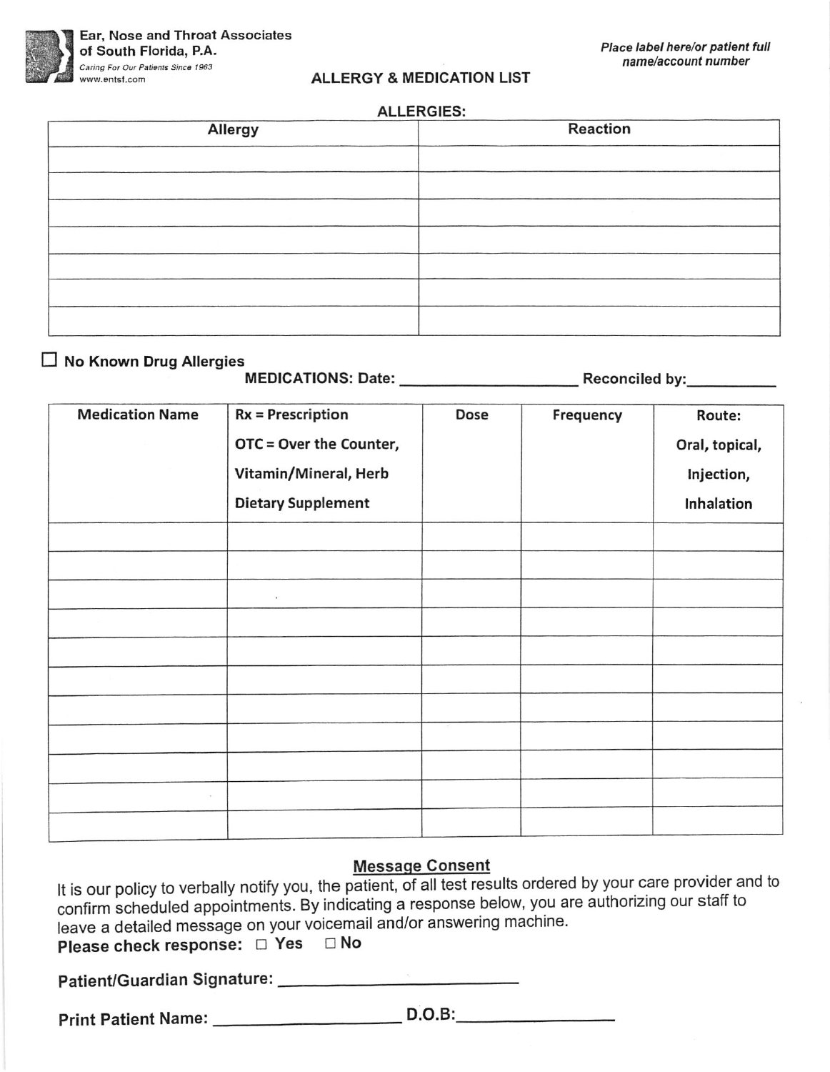**Ear, Nose and Throat Associates of South Florida, P.A.**
*Caring For Our Patients Since 1963*
www.entsf.com

*Place label here/or patient full name/account number*

## ALLERGY & MEDICATION LIST

**ALLERGIES:**

| Allergy | Reaction |
|---|---|
| | |
| | |
| | |
| | |
| | |
| | |
| | |

☐ **No Known Drug Allergies**

**MEDICATIONS: Date: ____________________ Reconciled by: __________**

| Medication Name | Rx = Prescription OTC = Over the Counter, Vitamin/Mineral, Herb Dietary Supplement | Dose | Frequency | Route: Oral, topical, Injection, Inhalation |
|---|---|---|---|---|
| | | | | |
| | | | | |
| | | | | |
| | | | | |
| | | | | |
| | | | | |
| | | | | |
| | | | | |
| | | | | |
| | | | | |
| | | | | |

### Message Consent

It is our policy to verbally notify you, the patient, of all test results ordered by your care provider and to confirm scheduled appointments. By indicating a response below, you are authorizing our staff to leave a detailed message on your voicemail and/or answering machine.

**Please check response:** ☐ **Yes** ☐ **No**

**Patient/Guardian Signature:** ____________________________

**Print Patient Name:** ____________________ **D.O.B:** ________________